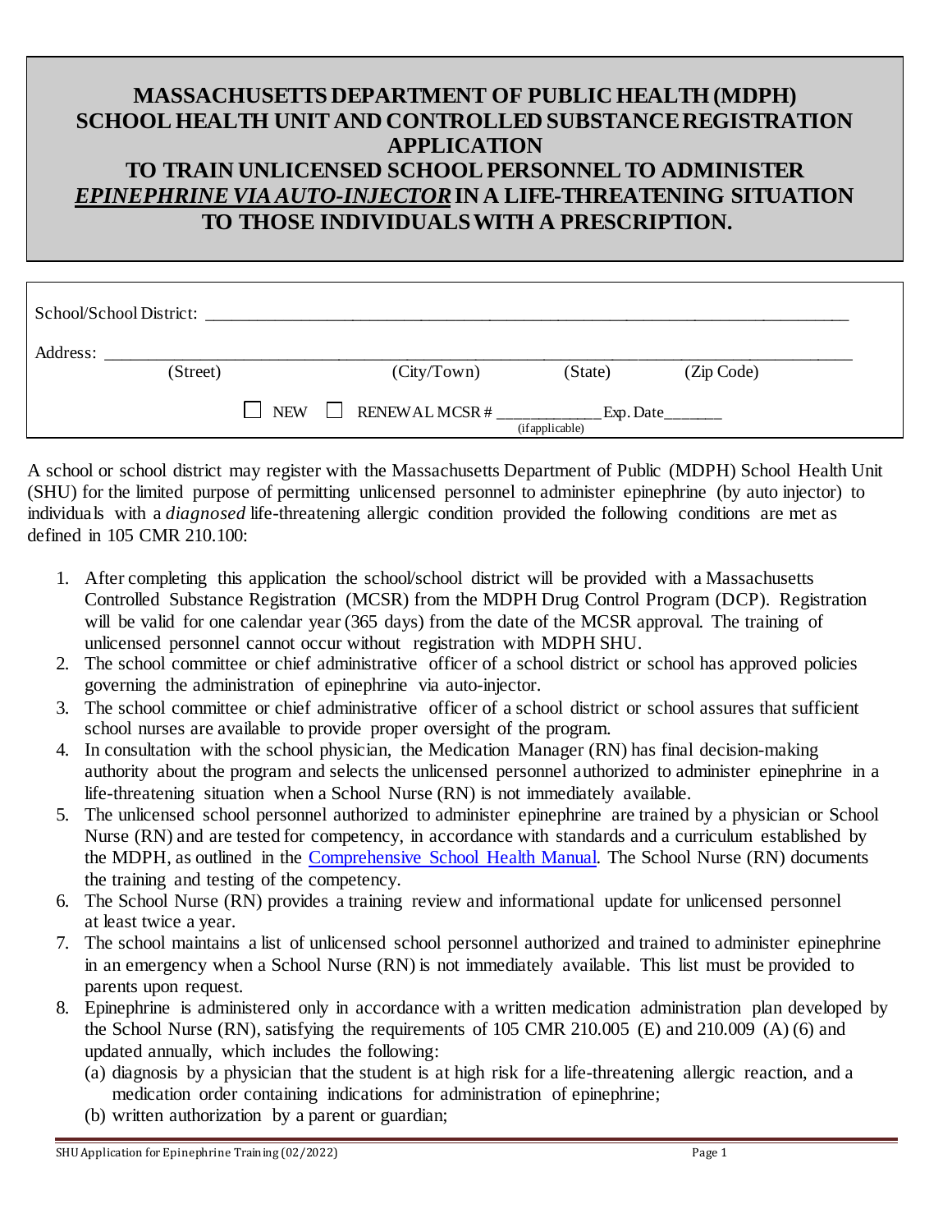# MASSACHUSETTS DEPARTMENT OF PUBLIC HEALTH (MDPH) SCHOOL HEALTH UNIT AND CONTROLLED SUBSTANCE REGISTRATION APPLICATION TO TRAIN UNLICENSED SCHOOL PERSONNEL TO ADMINISTER *EPINEPHRINE VIA AUTO-INJECTOR* IN A LIFE-THREATENING SITUATION TO THOSE INDIVIDUALS WITH A PRESCRIPTION.

School/School District: ______________________________________________________________

Address: ______________________________________________________________
(Street) (City/Town) (State) (Zip Code)

☐ NEW ☐ RENEWAL MCSR # ____________ (if applicable) Exp. Date_______

A school or school district may register with the Massachusetts Department of Public (MDPH) School Health Unit (SHU) for the limited purpose of permitting unlicensed personnel to administer epinephrine (by auto injector) to individuals with a *diagnosed* life-threatening allergic condition provided the following conditions are met as defined in 105 CMR 210.100:

1. After completing this application the school/school district will be provided with a Massachusetts Controlled Substance Registration (MCSR) from the MDPH Drug Control Program (DCP). Registration will be valid for one calendar year (365 days) from the date of the MCSR approval. The training of unlicensed personnel cannot occur without registration with MDPH SHU.
2. The school committee or chief administrative officer of a school district or school has approved policies governing the administration of epinephrine via auto-injector.
3. The school committee or chief administrative officer of a school district or school assures that sufficient school nurses are available to provide proper oversight of the program.
4. In consultation with the school physician, the Medication Manager (RN) has final decision-making authority about the program and selects the unlicensed personnel authorized to administer epinephrine in a life-threatening situation when a School Nurse (RN) is not immediately available.
5. The unlicensed school personnel authorized to administer epinephrine are trained by a physician or School Nurse (RN) and are tested for competency, in accordance with standards and a curriculum established by the MDPH, as outlined in the Comprehensive School Health Manual. The School Nurse (RN) documents the training and testing of the competency.
6. The School Nurse (RN) provides a training review and informational update for unlicensed personnel at least twice a year.
7. The school maintains a list of unlicensed school personnel authorized and trained to administer epinephrine in an emergency when a School Nurse (RN) is not immediately available. This list must be provided to parents upon request.
8. Epinephrine is administered only in accordance with a written medication administration plan developed by the School Nurse (RN), satisfying the requirements of 105 CMR 210.005 (E) and 210.009 (A) (6) and updated annually, which includes the following:
   (a) diagnosis by a physician that the student is at high risk for a life-threatening allergic reaction, and a medication order containing indications for administration of epinephrine;
   (b) written authorization by a parent or guardian;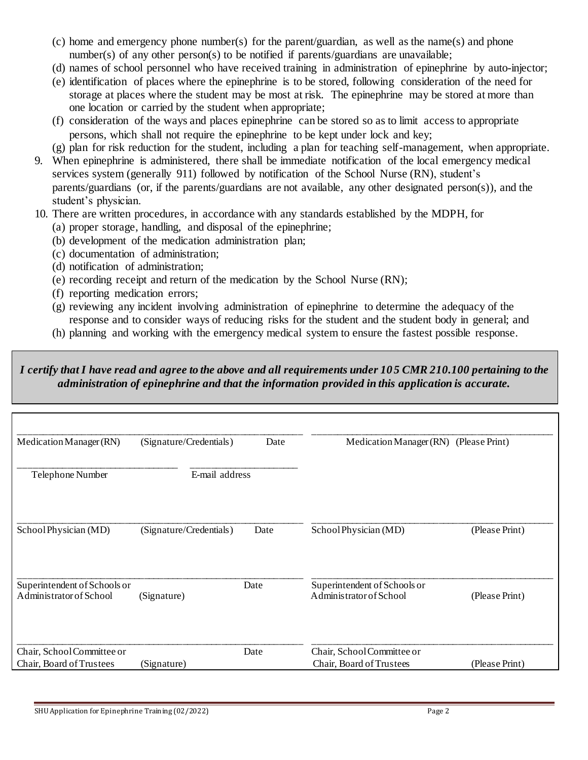(c) home and emergency phone number(s) for the parent/guardian, as well as the name(s) and phone number(s) of any other person(s) to be notified if parents/guardians are unavailable;
   (d) names of school personnel who have received training in administration of epinephrine by auto-injector;
   (e) identification of places where the epinephrine is to be stored, following consideration of the need for storage at places where the student may be most at risk. The epinephrine may be stored at more than one location or carried by the student when appropriate;
   (f) consideration of the ways and places epinephrine can be stored so as to limit access to appropriate persons, which shall not require the epinephrine to be kept under lock and key;
   (g) plan for risk reduction for the student, including a plan for teaching self-management, when appropriate.

9. When epinephrine is administered, there shall be immediate notification of the local emergency medical services system (generally 911) followed by notification of the School Nurse (RN), student's parents/guardians (or, if the parents/guardians are not available, any other designated person(s)), and the student's physician.
10. There are written procedures, in accordance with any standards established by the MDPH, for
   (a) proper storage, handling, and disposal of the epinephrine;
   (b) development of the medication administration plan;
   (c) documentation of administration;
   (d) notification of administration;
   (e) recording receipt and return of the medication by the School Nurse (RN);
   (f) reporting medication errors;
   (g) reviewing any incident involving administration of epinephrine to determine the adequacy of the response and to consider ways of reducing risks for the student and the student body in general; and
   (h) planning and working with the emergency medical system to ensure the fastest possible response.

***I certify that I have read and agree to the above and all requirements under 105 CMR 210.100 pertaining to the administration of epinephrine and that the information provided in this application is accurate.***

| | |
|---|---|
| Medication Manager (RN) (Signature/Credentials) Date | Medication Manager (RN) (Please Print) |
| Telephone Number / E-mail address | |
| School Physician (MD) (Signature/Credentials) Date | School Physician (MD) (Please Print) |
| Superintendent of Schools or Administrator of School (Signature) Date | Superintendent of Schools or Administrator of School (Please Print) |
| Chair, School Committee or Chair, Board of Trustees (Signature) Date | Chair, School Committee or Chair, Board of Trustees (Please Print) |

SHU Application for Epinephrine Training (02/2022)